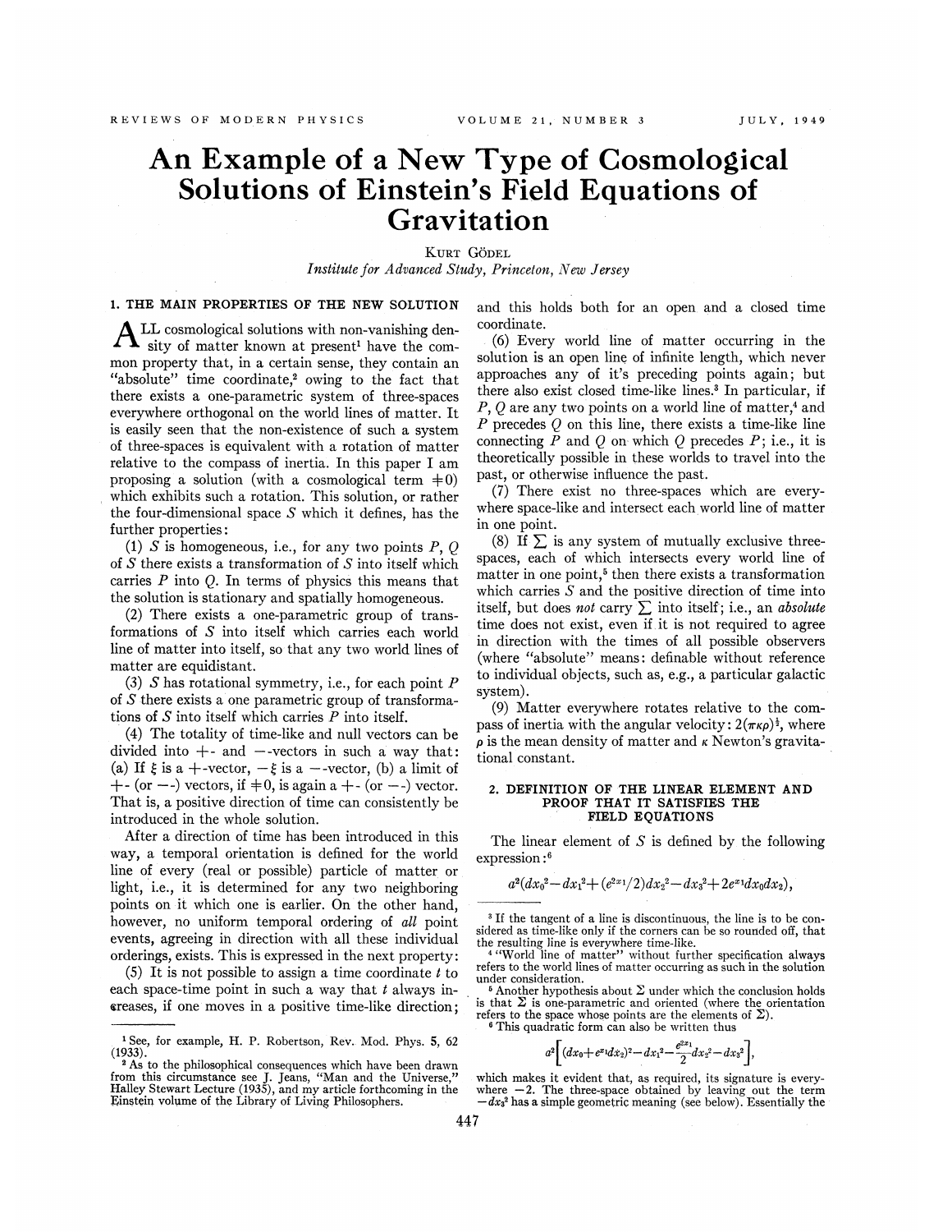# An Example of a New Type of Cosmological Solutions of Einstein's Field Equations of Gravitation

KURT GÖDEL

*Institute for Advanced Study, Princeton, New Jersey*

## 1. THE MAIN PROPERTIES OF THE NEW SOLUTION

ALL cosmological solutions with non-vanishing density of matter known at present[1] have the common property that, in a certain sense, they contain an "absolute" time coordinate,[2] owing to the fact that there exists a one-parametric system of three-spaces everywhere orthogonal on the world lines of matter. It is easily seen that the non-existence of such a system of three-spaces is equivalent with a rotation of matter relative to the compass of inertia. In this paper I am proposing a solution (with a cosmological term $\neq 0$) which exhibits such a rotation. This solution, or rather the four-dimensional space $S$ which it defines, has the further properties:

(1) $S$ is homogeneous, i.e., for any two points $P$, $Q$ of $S$ there exists a transformation of $S$ into itself which carries $P$ into $Q$. In terms of physics this means that the solution is stationary and spatially homogeneous.

(2) There exists a one-parametric group of transformations of $S$ into itself which carries each world line of matter into itself, so that any two world lines of matter are equidistant.

(3) $S$ has rotational symmetry, i.e., for each point $P$ of $S$ there exists a one parametric group of transformations of $S$ into itself which carries $P$ into itself.

(4) The totality of time-like and null vectors can be divided into +- and −-vectors in such a way that: (a) If $\xi$ is a +-vector, $-\xi$ is a −-vector, (b) a limit of +- (or −-) vectors, if $\neq 0$, is again a +- (or −-) vector. That is, a positive direction of time can consistently be introduced in the whole solution.

After a direction of time has been introduced in this way, a temporal orientation is defined for the world line of every (real or possible) particle of matter or light, i.e., it is determined for any two neighboring points on it which one is earlier. On the other hand, however, no uniform temporal ordering of *all* point events, agreeing in direction with all these individual orderings, exists. This is expressed in the next property:

(5) It is not possible to assign a time coordinate $t$ to each space-time point in such a way that $t$ always increases, if one moves in a positive time-like direction; and this holds both for an open and a closed time coordinate.

(6) Every world line of matter occurring in the solution is an open line of infinite length, which never approaches any of it's preceding points again; but there also exist closed time-like lines.[3] In particular, if $P$, $Q$ are any two points on a world line of matter,[4] and $P$ precedes $Q$ on this line, there exists a time-like line connecting $P$ and $Q$ on which $Q$ precedes $P$; i.e., it is theoretically possible in these worlds to travel into the past, or otherwise influence the past.

(7) There exist no three-spaces which are everywhere space-like and intersect each world line of matter in one point.

(8) If $\sum$ is any system of mutually exclusive three-spaces, each of which intersects every world line of matter in one point,[5] then there exists a transformation which carries $S$ and the positive direction of time into itself, but does *not* carry $\sum$ into itself; i.e., an *absolute* time does not exist, even if it is not required to agree in direction with the times of all possible observers (where "absolute" means: definable without reference to individual objects, such as, e.g., a particular galactic system).

(9) Matter everywhere rotates relative to the compass of inertia with the angular velocity: $2(\pi\kappa\rho)^{\frac{1}{2}}$, where $\rho$ is the mean density of matter and $\kappa$ Newton's gravitational constant.

## 2. DEFINITION OF THE LINEAR ELEMENT AND PROOF THAT IT SATISFIES THE FIELD EQUATIONS

The linear element of $S$ is defined by the following expression:[6]

$$a^2(dx_0^2 - dx_1^2 + (e^{2x_1}/2)dx_2^2 - dx_3^2 + 2e^{x_1}dx_0dx_2),$$

---

[1] See, for example, H. P. Robertson, Rev. Mod. Phys. **5**, 62 (1933).

[2] As to the philosophical consequences which have been drawn from this circumstance see J. Jeans, "Man and the Universe," Halley Stewart Lecture (1935), and my article forthcoming in the Einstein volume of the Library of Living Philosophers.

[3] If the tangent of a line is discontinuous, the line is to be considered as time-like only if the corners can be so rounded off, that the resulting line is everywhere time-like.

[4] "World line of matter" without further specification always refers to the world lines of matter occurring as such in the solution under consideration.

[5] Another hypothesis about $\Sigma$ under which the conclusion holds is that $\Sigma$ is one-parametric and oriented (where the orientation refers to the space whose points are the elements of $\Sigma$).

[6] This quadratic form can also be written thus

$$a^2\left[(dx_0 + e^{x_1}dx_2)^2 - dx_1^2 - \frac{e^{2x_1}}{2}dx_2^2 - dx_3^2\right],$$

which makes it evident that, as required, its signature is everywhere −2. The three-space obtained by leaving out the term $-dx_3^2$ has a simple geometric meaning (see below). Essentially the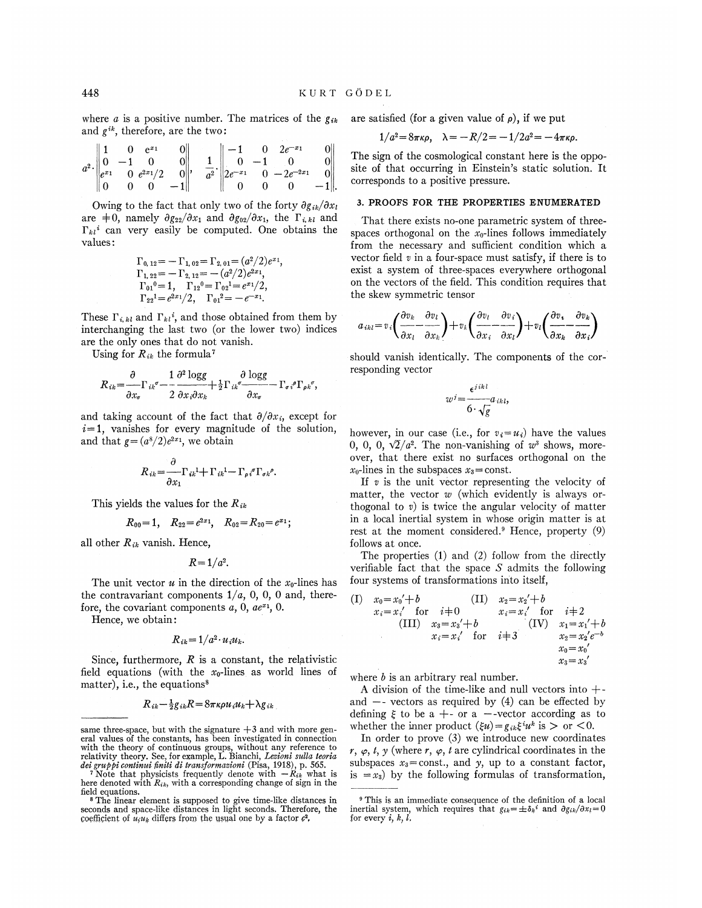where $a$ is a positive number. The matrices of the $g_{ik}$ and $g^{ik}$, therefore, are the two:

$$a^2 \cdot \begin{Vmatrix} 1 & 0 & e^{x_1} & 0 \\ 0 & -1 & 0 & 0 \\ e^{x_1} & 0 & e^{2x_1}/2 & 0 \\ 0 & 0 & 0 & -1 \end{Vmatrix}, \quad \frac{1}{a^2} \cdot \begin{Vmatrix} -1 & 0 & 2e^{-x_1} & 0 \\ 0 & -1 & 0 & 0 \\ 2e^{-x_1} & 0 & -2e^{-2x_1} & 0 \\ 0 & 0 & 0 & -1 \end{Vmatrix}.$$

Owing to the fact that only two of the forty $\partial g_{ik}/\partial x_l$ are $\neq 0$, namely $\partial g_{22}/\partial x_1$ and $\partial g_{02}/\partial x_1$, the $\Gamma_{i,kl}$ and $\Gamma_{kl}{}^i$ can very easily be computed. One obtains the values:

$$\begin{gathered}
\Gamma_{0,12} = -\Gamma_{1,02} = \Gamma_{2,01} = (a^2/2)e^{x_1}, \\
\Gamma_{1,22} = -\Gamma_{2,12} = -(a^2/2)e^{2x_1}, \\
\Gamma_{01}{}^0 = 1, \quad \Gamma_{12}{}^0 = \Gamma_{02}{}^1 = e^{x_1}/2, \\
\Gamma_{22}{}^1 = e^{2x_1}/2, \quad \Gamma_{01}{}^2 = -e^{-x_1}.
\end{gathered}$$

These $\Gamma_{i,kl}$ and $\Gamma_{kl}{}^i$, and those obtained from them by interchanging the last two (or the lower two) indices are the only ones that do not vanish.

Using for $R_{ik}$ the formula[7]

$$R_{ik} = \frac{\partial}{\partial x_\sigma}\Gamma_{ik}{}^\sigma - \frac{1}{2}\frac{\partial^2 \log g}{\partial x_i \partial x_k} + \tfrac{1}{2}\Gamma_{ik}{}^\sigma \frac{\partial \log g}{\partial x_\sigma} - \Gamma_{\sigma i}{}^\rho \Gamma_{\rho k}{}^\sigma,$$

and taking account of the fact that $\partial/\partial x_i$, except for $i=1$, vanishes for every magnitude of the solution, and that $g = (a^8/2)e^{2x_1}$, we obtain

$$R_{ik} = \frac{\partial}{\partial x_1}\Gamma_{ik}{}^1 + \Gamma_{ik}{}^1 - \Gamma_{\rho i}{}^\sigma \Gamma_{\sigma k}{}^\rho.$$

This yields the values for the $R_{ik}$

$$R_{00} = 1, \quad R_{22} = e^{2x_1}, \quad R_{02} = R_{20} = e^{x_1};$$

all other $R_{ik}$ vanish. Hence,

$$R = 1/a^2.$$

The unit vector $u$ in the direction of the $x_0$-lines has the contravariant components $1/a$, 0, 0, 0 and, therefore, the covariant components $a$, 0, $ae^{x_1}$, 0.

Hence, we obtain:

$$R_{ik} = 1/a^2 \cdot u_i u_k.$$

Since, furthermore, $R$ is a constant, the relativistic field equations (with the $x_0$-lines as world lines of matter), i.e., the equations[8]

$$R_{ik} - \tfrac{1}{2}g_{ik}R = 8\pi\kappa\rho u_i u_k + \lambda g_{ik}$$

are satisfied (for a given value of $\rho$), if we put

$$1/a^2 = 8\pi\kappa\rho, \quad \lambda = -R/2 = -1/2a^2 = -4\pi\kappa\rho.$$

The sign of the cosmological constant here is the opposite of that occurring in Einstein's static solution. It corresponds to a positive pressure.

## 3. PROOFS FOR THE PROPERTIES ENUMERATED

That there exists no-one parametric system of three-spaces orthogonal on the $x_0$-lines follows immediately from the necessary and sufficient condition which a vector field $v$ in a four-space must satisfy, if there is to exist a system of three-spaces everywhere orthogonal on the vectors of the field. This condition requires that the skew symmetric tensor

$$a_{ikl} = v_i\left(\frac{\partial v_k}{\partial x_l} - \frac{\partial v_l}{\partial x_k}\right) + v_k\left(\frac{\partial v_l}{\partial x_i} - \frac{\partial v_i}{\partial x_l}\right) + v_l\left(\frac{\partial v_i}{\partial x_k} - \frac{\partial v_k}{\partial x_i}\right)$$

should vanish identically. The components of the corresponding vector

$$w^i = \frac{\epsilon^{jikl}}{6 \cdot \sqrt{g}} a_{ikl},$$

however, in our case (i.e., for $v_i = u_i$) have the values 0, 0, 0, $\sqrt{2}/a^2$. The non-vanishing of $w^3$ shows, moreover, that there exist no surfaces orthogonal on the $x_0$-lines in the subspaces $x_3 = \text{const.}$

If $v$ is the unit vector representing the velocity of matter, the vector $w$ (which evidently is always orthogonal to $v$) is twice the angular velocity of matter in a local inertial system in whose origin matter is at rest at the moment considered.[9] Hence, property (9) follows at once.

The properties (1) and (2) follow from the directly verifiable fact that the space $S$ admits the following four systems of transformations into itself,

(I) $x_0 = x_0' + b$; $x_i = x_i'$ for $i \neq 0$

(II) $x_2 = x_2' + b$; $x_i = x_i'$ for $i \neq 2$

(III) $x_3 = x_3' + b$; $x_i = x_i'$ for $i \neq 3$

(IV) $x_1 = x_1' + b$; $x_2 = x_2' e^{-b}$; $x_0 = x_0'$; $x_3 = x_3'$

where $b$ is an arbitrary real number.

A division of the time-like and null vectors into $+-$ and $--$ vectors as required by (4) can be effected by defining $\xi$ to be a $+-$ or a $--$vector according as to whether the inner product $(\xi u) = g_{ik}\xi^i u^k$ is $>$ or $<0$.

In order to prove (3) we introduce new coordinates $r$, $\varphi$, $t$, $y$ (where $r$, $\varphi$, $t$ are cylindrical coordinates in the subspaces $x_3 = \text{const.}$, and $y$, up to a constant factor, is $= x_3$) by the following formulas of transformation,

---

same three-space, but with the signature $+3$ and with more general values of the constants, has been investigated in connection with the theory of continuous groups, without any reference to relativity theory. See, for example, L. Bianchi, *Lezioni sulla teoria dei gruppi continui finiti di transformazioni* (Pisa, 1918), p. 565.

[7] Note that physicists frequently denote with $-R_{ik}$ what is here denoted with $R_{ik}$, with a corresponding change of sign in the field equations.

[8] The linear element is supposed to give time-like distances in seconds and space-like distances in light seconds. Therefore, the coefficient of $u_i u_k$ differs from the usual one by a factor $c^2$.

[9] This is an immediate consequence of the definition of a local inertial system, which requires that $g_{ik} = \pm\delta_k{}^i$ and $\partial g_{ik}/\partial x_l = 0$ for every $i$, $k$, $l$.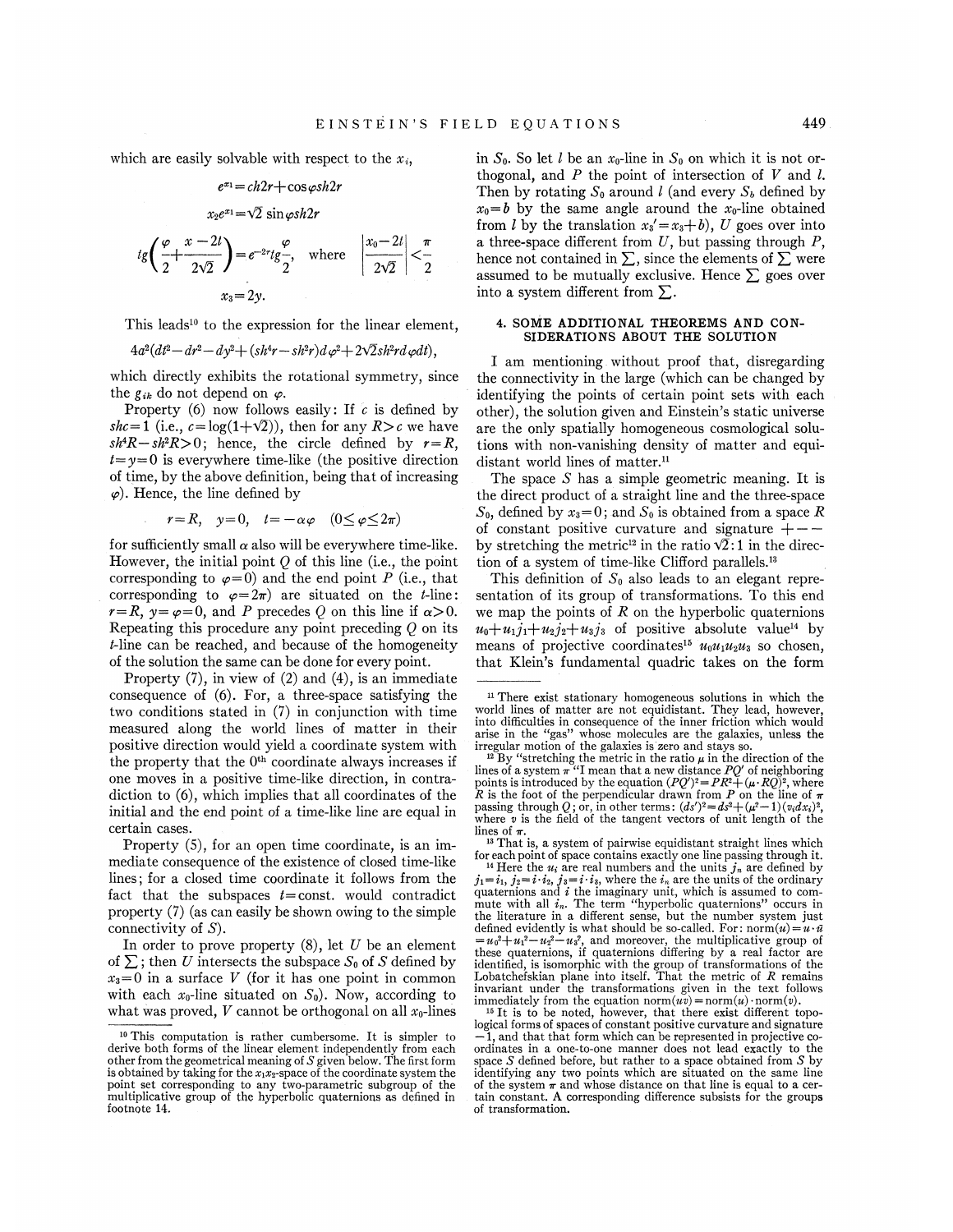which are easily solvable with respect to the $x_i$,

$$e^{x_1} = ch2r + \cos\varphi sh2r$$

$$x_2 e^{x_1} = \sqrt{2}\sin\varphi sh2r$$

$$tg\left(\frac{\varphi}{2} + \frac{x-2t}{2\sqrt{2}}\right) = e^{-2r} tg\frac{\varphi}{2}, \quad \text{where} \quad \left|\frac{x_0 - 2t}{2\sqrt{2}}\right| < \frac{\pi}{2}$$

$$x_3 = 2y.$$

This leads[10] to the expression for the linear element,

$$4a^2(dt^2 - dr^2 - dy^2 + (sh^4r - sh^2r)d\varphi^2 + 2\sqrt{2}sh^2r d\varphi dt),$$

which directly exhibits the rotational symmetry, since the $g_{ik}$ do not depend on $\varphi$.

Property (6) now follows easily: If $c$ is defined by $shc = 1$ (i.e., $c = \log(1+\sqrt{2})$), then for any $R > c$ we have $sh^4R - sh^2R > 0$; hence, the circle defined by $r = R$, $t = y = 0$ is everywhere time-like (the positive direction of time, by the above definition, being that of increasing $\varphi$). Hence, the line defined by

$$r = R, \quad y = 0, \quad t = -\alpha\varphi \quad (0 \le \varphi \le 2\pi)$$

for sufficiently small $\alpha$ also will be everywhere time-like. However, the initial point $Q$ of this line (i.e., the point corresponding to $\varphi = 0$) and the end point $P$ (i.e., that corresponding to $\varphi = 2\pi$) are situated on the $t$-line: $r = R$, $y = \varphi = 0$, and $P$ precedes $Q$ on this line if $\alpha > 0$. Repeating this procedure any point preceding $Q$ on its $t$-line can be reached, and because of the homogeneity of the solution the same can be done for every point.

Property (7), in view of (2) and (4), is an immediate consequence of (6). For, a three-space satisfying the two conditions stated in (7) in conjunction with time measured along the world lines of matter in their positive direction would yield a coordinate system with the property that the $0^{\text{th}}$ coordinate always increases if one moves in a positive time-like direction, in contradiction to (6), which implies that all coordinates of the initial and the end point of a time-like line are equal in certain cases.

Property (5), for an open time coordinate, is an immediate consequence of the existence of closed time-like lines; for a closed time coordinate it follows from the fact that the subspaces $t = \text{const.}$ would contradict property (7) (as can easily be shown owing to the simple connectivity of $S$).

In order to prove property (8), let $U$ be an element of $\sum$; then $U$ intersects the subspace $S_0$ of $S$ defined by $x_3 = 0$ in a surface $V$ (for it has one point in common with each $x_0$-line situated on $S_0$). Now, according to what was proved, $V$ cannot be orthogonal on all $x_0$-lines in $S_0$. So let $l$ be an $x_0$-line in $S_0$ on which it is not orthogonal, and $P$ the point of intersection of $V$ and $l$. Then by rotating $S_0$ around $l$ (and every $S_b$ defined by $x_0 = b$ by the same angle around the $x_0$-line obtained from $l$ by the translation $x_3' = x_3 + b$), $U$ goes over into a three-space different from $U$, but passing through $P$, hence not contained in $\sum$, since the elements of $\sum$ were assumed to be mutually exclusive. Hence $\sum$ goes over into a system different from $\sum$.

## 4. SOME ADDITIONAL THEOREMS AND CONSIDERATIONS ABOUT THE SOLUTION

I am mentioning without proof that, disregarding the connectivity in the large (which can be changed by identifying the points of certain point sets with each other), the solution given and Einstein's static universe are the only spatially homogeneous cosmological solutions with non-vanishing density of matter and equidistant world lines of matter.[11]

The space $S$ has a simple geometric meaning. It is the direct product of a straight line and the three-space $S_0$, defined by $x_3 = 0$; and $S_0$ is obtained from a space $R$ of constant positive curvature and signature $+--$ by stretching the metric[12] in the ratio $\sqrt{2}:1$ in the direction of a system of time-like Clifford parallels.[13]

This definition of $S_0$ also leads to an elegant representation of its group of transformations. To this end we map the points of $R$ on the hyperbolic quaternions $u_0 + u_1 j_1 + u_2 j_2 + u_3 j_3$ of positive absolute value[14] by means of projective coordinates[15] $u_0 u_1 u_2 u_3$ so chosen, that Klein's fundamental quadric takes on the form

---

[10] This computation is rather cumbersome. It is simpler to derive both forms of the linear element independently from each other from the geometrical meaning of $S$ given below. The first form is obtained by taking for the $x_1x_2$-space of the coordinate system the point set corresponding to any two-parametric subgroup of the multiplicative group of the hyperbolic quaternions as defined in footnote 14.

[11] There exist stationary homogeneous solutions in which the world lines of matter are not equidistant. They lead, however, into difficulties in consequence of the inner friction which would arise in the "gas" whose molecules are the galaxies, unless the irregular motion of the galaxies is zero and stays so.

[12] By "stretching the metric in the ratio $\mu$ in the direction of the lines of a system $\pi$" I mean that a new distance $PQ'$ of neighboring points is introduced by the equation $(PQ')^2 = PR^2 + (\mu \cdot RQ)^2$, where $R$ is the foot of the perpendicular drawn from $P$ on the line of $\pi$ passing through $Q$; or, in other terms: $(ds')^2 = ds^2 + (\mu^2 - 1)(v_i dx_i)^2$, where $v$ is the field of the tangent vectors of unit length of the lines of $\pi$.

[13] That is, a system of pairwise equidistant straight lines which for each point of space contains exactly one line passing through it.

[14] Here the $u_i$ are real numbers and the units $j_n$ are defined by $j_1 = i_1$, $j_2 = i \cdot i_2$, $j_3 = i \cdot i_3$, where the $i_n$ are the units of the ordinary quaternions and $i$ the imaginary unit, which is assumed to commute with all $i_n$. The term "hyperbolic quaternions" occurs in the literature in a different sense, but the number system just defined evidently is what should be so-called. For: $\text{norm}(u) = u \cdot \bar{u} = u_0^2 + u_1^2 - u_2^2 - u_3^2$, and moreover, the multiplicative group of these quaternions, if quaternions differing by a real factor are identified, is isomorphic with the group of transformations of the Lobatchefskian plane into itself. That the metric of $R$ remains invariant under the transformations given in the text follows immediately from the equation $\text{norm}(uv) = \text{norm}(u) \cdot \text{norm}(v)$.

[15] It is to be noted, however, that there exist different topological forms of spaces of constant positive curvature and signature $-1$, and that that form which can be represented in projective coordinates in a one-to-one manner does not lead exactly to the space $S$ defined before, but rather to a space obtained from $S$ by identifying any two points which are situated on the same line of the system $\pi$ and whose distance on that line is equal to a certain constant. A corresponding difference subsists for the groups of transformation.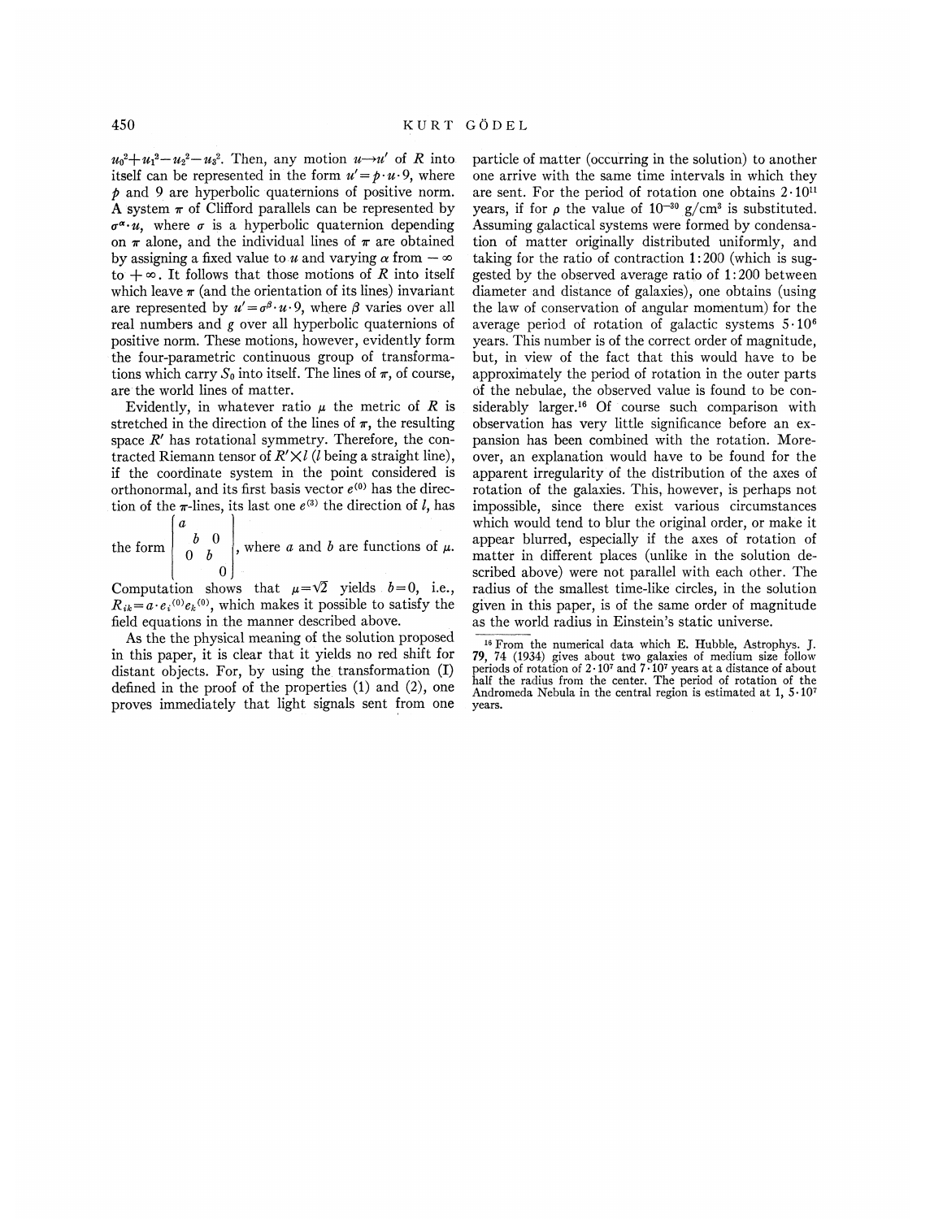$u_0^2+u_1^2-u_2^2-u_3^2$. Then, any motion $u \to u'$ of $R$ into itself can be represented in the form $u' = p \cdot u \cdot 9$, where $p$ and $9$ are hyperbolic quaternions of positive norm. A system $\pi$ of Clifford parallels can be represented by $\sigma^{\alpha} \cdot u$, where $\sigma$ is a hyperbolic quaternion depending on $\pi$ alone, and the individual lines of $\pi$ are obtained by assigning a fixed value to $u$ and varying $\alpha$ from $-\infty$ to $+\infty$. It follows that those motions of $R$ into itself which leave $\pi$ (and the orientation of its lines) invariant are represented by $u' = \sigma^{\beta} \cdot u \cdot 9$, where $\beta$ varies over all real numbers and $g$ over all hyperbolic quaternions of positive norm. These motions, however, evidently form the four-parametric continuous group of transformations which carry $S_0$ into itself. The lines of $\pi$, of course, are the world lines of matter.

Evidently, in whatever ratio $\mu$ the metric of $R$ is stretched in the direction of the lines of $\pi$, the resulting space $R'$ has rotational symmetry. Therefore, the contracted Riemann tensor of $R' \times l$ ($l$ being a straight line), if the coördinate system in the point considered is orthonormal, and its first basis vector $e^{(0)}$ has the direction of the $\pi$-lines, its last one $e^{(3)}$ the direction of $l$, has the form $\begin{vmatrix} a & & & \\ & b & 0 & \\ & 0 & b & \\ & & & 0 \end{vmatrix}$, where $a$ and $b$ are functions of $\mu$.

Computation shows that $\mu = \sqrt{2}$ yields $b=0$, i.e., $R_{ik} = a \cdot e_i^{(0)} e_k^{(0)}$, which makes it possible to satisfy the field equations in the manner described above.

As the the physical meaning of the solution proposed in this paper, it is clear that it yields no red shift for distant objects. For, by using the transformation (I) defined in the proof of the properties (1) and (2), one proves immediately that light signals sent from one particle of matter (occurring in the solution) to another one arrive with the same time intervals in which they are sent. For the period of rotation one obtains $2 \cdot 10^{11}$ years, if for $\rho$ the value of $10^{-30}$ g/cm$^3$ is substituted. Assuming galactical systems were formed by condensation of matter originally distributed uniformly, and taking for the ratio of contraction 1:200 (which is suggested by the observed average ratio of 1:200 between diameter and distance of galaxies), one obtains (using the law of conservation of angular momentum) for the average period of rotation of galactic systems $5 \cdot 10^6$ years. This number is of the correct order of magnitude, but, in view of the fact that this would have to be approximately the period of rotation in the outer parts of the nebulae, the observed value is found to be considerably larger.[16] Of course such comparison with observation has very little significance before an expansion has been combined with the rotation. Moreover, an explanation would have to be found for the apparent irregularity of the distribution of the axes of rotation of the galaxies. This, however, is perhaps not impossible, since there exist various circumstances which would tend to blur the original order, or make it appear blurred, especially if the axes of rotation of matter in different places (unlike in the solution described above) were not parallel with each other. The radius of the smallest time-like circles, in the solution given in this paper, is of the same order of magnitude as the world radius in Einstein's static universe.

---

[16] From the numerical data which E. Hubble, Astrophys. J. **79**, 74 (1934) gives about two galaxies of medium size follow periods of rotation of $2 \cdot 10^7$ and $7 \cdot 10^7$ years at a distance of about half the radius from the center. The period of rotation of the Andromeda Nebula in the central region is estimated at $1, 5 \cdot 10^7$ years.